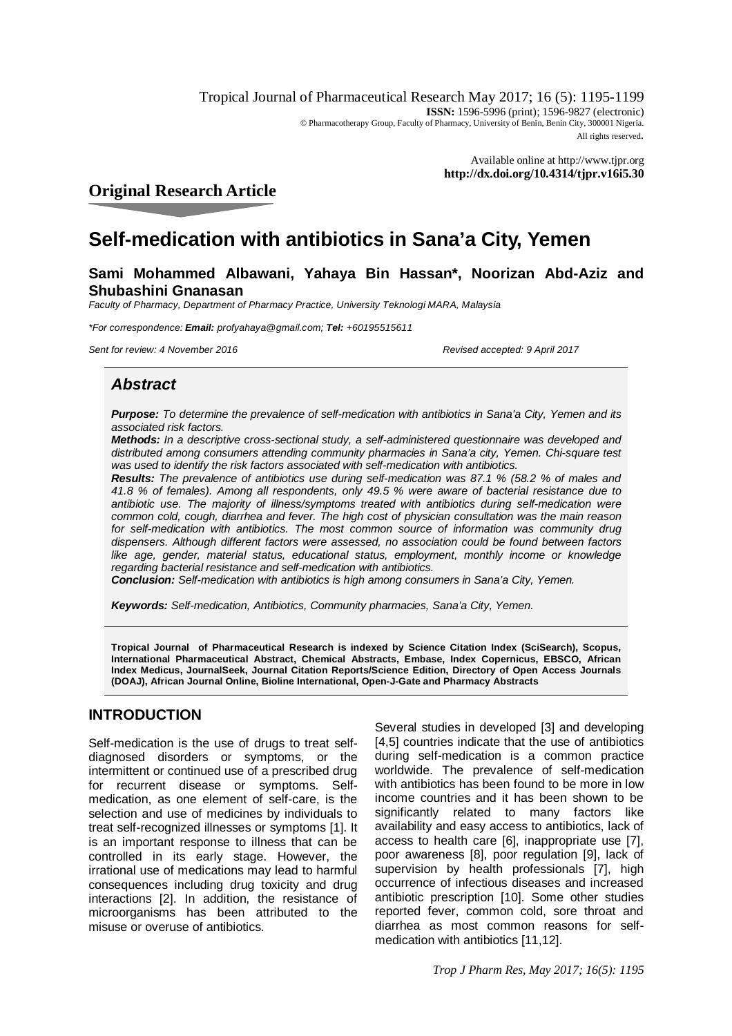Tropical Journal of Pharmaceutical Research May 2017; 16 (5): 1195-1199
**ISSN:** 1596-5996 (print); 1596-9827 (electronic)
© Pharmacotherapy Group, Faculty of Pharmacy, University of Benin, Benin City, 300001 Nigeria.
All rights reserved.

Available online at http://www.tjpr.org
**http://dx.doi.org/10.4314/tjpr.v16i5.30**

## Original Research Article

# Self-medication with antibiotics in Sana'a City, Yemen

**Sami Mohammed Albawani, Yahaya Bin Hassan*, Noorizan Abd-Aziz and Shubashini Gnanasan**

*Faculty of Pharmacy, Department of Pharmacy Practice, University Teknologi MARA, Malaysia*

**For correspondence: **Email:** profyahaya@gmail.com; **Tel:** +60195515611*

*Sent for review: 4 November 2016* *Revised accepted: 9 April 2017*

## *Abstract*

***Purpose:*** *To determine the prevalence of self-medication with antibiotics in Sana'a City, Yemen and its associated risk factors.*

***Methods:*** *In a descriptive cross-sectional study, a self-administered questionnaire was developed and distributed among consumers attending community pharmacies in Sana'a city, Yemen. Chi-square test was used to identify the risk factors associated with self-medication with antibiotics.*

***Results:*** *The prevalence of antibiotics use during self-medication was 87.1 % (58.2 % of males and 41.8 % of females). Among all respondents, only 49.5 % were aware of bacterial resistance due to antibiotic use. The majority of illness/symptoms treated with antibiotics during self-medication were common cold, cough, diarrhea and fever. The high cost of physician consultation was the main reason for self-medication with antibiotics. The most common source of information was community drug dispensers. Although different factors were assessed, no association could be found between factors like age, gender, material status, educational status, employment, monthly income or knowledge regarding bacterial resistance and self-medication with antibiotics.*

***Conclusion:*** *Self-medication with antibiotics is high among consumers in Sana'a City, Yemen.*

***Keywords:*** *Self-medication, Antibiotics, Community pharmacies, Sana'a City, Yemen.*

**Tropical Journal of Pharmaceutical Research is indexed by Science Citation Index (SciSearch), Scopus, International Pharmaceutical Abstract, Chemical Abstracts, Embase, Index Copernicus, EBSCO, African Index Medicus, JournalSeek, Journal Citation Reports/Science Edition, Directory of Open Access Journals (DOAJ), African Journal Online, Bioline International, Open-J-Gate and Pharmacy Abstracts**

## INTRODUCTION

Self-medication is the use of drugs to treat self-diagnosed disorders or symptoms, or the intermittent or continued use of a prescribed drug for recurrent disease or symptoms. Self-medication, as one element of self-care, is the selection and use of medicines by individuals to treat self-recognized illnesses or symptoms [1]. It is an important response to illness that can be controlled in its early stage. However, the irrational use of medications may lead to harmful consequences including drug toxicity and drug interactions [2]. In addition, the resistance of microorganisms has been attributed to the misuse or overuse of antibiotics.

Several studies in developed [3] and developing [4,5] countries indicate that the use of antibiotics during self-medication is a common practice worldwide. The prevalence of self-medication with antibiotics has been found to be more in low income countries and it has been shown to be significantly related to many factors like availability and easy access to antibiotics, lack of access to health care [6], inappropriate use [7], poor awareness [8], poor regulation [9], lack of supervision by health professionals [7], high occurrence of infectious diseases and increased antibiotic prescription [10]. Some other studies reported fever, common cold, sore throat and diarrhea as most common reasons for self-medication with antibiotics [11,12].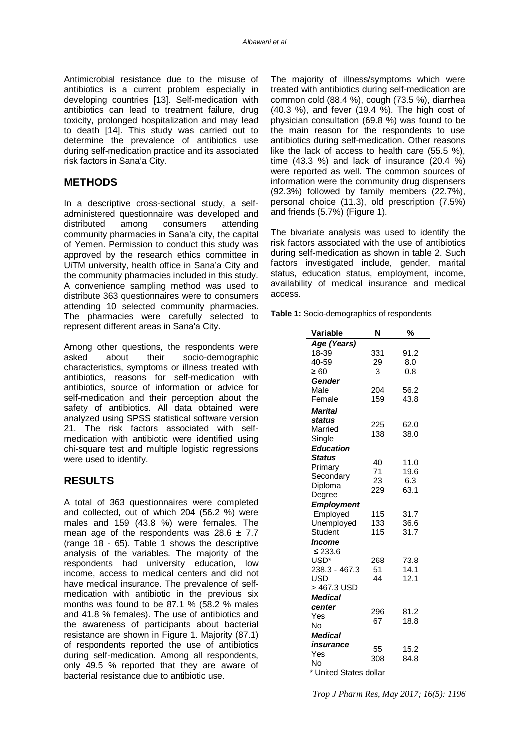Antimicrobial resistance due to the misuse of antibiotics is a current problem especially in developing countries [13]. Self-medication with antibiotics can lead to treatment failure, drug toxicity, prolonged hospitalization and may lead to death [14]. This study was carried out to determine the prevalence of antibiotics use during self-medication practice and its associated risk factors in Sana'a City.

## METHODS

In a descriptive cross-sectional study, a self-administered questionnaire was developed and distributed among consumers attending community pharmacies in Sana'a city, the capital of Yemen. Permission to conduct this study was approved by the research ethics committee in UiTM university, health office in Sana'a City and the community pharmacies included in this study. A convenience sampling method was used to distribute 363 questionnaires were to consumers attending 10 selected community pharmacies. The pharmacies were carefully selected to represent different areas in Sana'a City.

Among other questions, the respondents were asked about their socio-demographic characteristics, symptoms or illness treated with antibiotics, reasons for self-medication with antibiotics, source of information or advice for self-medication and their perception about the safety of antibiotics. All data obtained were analyzed using SPSS statistical software version 21. The risk factors associated with self-medication with antibiotic were identified using chi-square test and multiple logistic regressions were used to identify.

## RESULTS

A total of 363 questionnaires were completed and collected, out of which 204 (56.2 %) were males and 159 (43.8 %) were females. The mean age of the respondents was 28.6 ± 7.7 (range 18 - 65). Table 1 shows the descriptive analysis of the variables. The majority of the respondents had university education, low income, access to medical centers and did not have medical insurance. The prevalence of self-medication with antibiotic in the previous six months was found to be 87.1 % (58.2 % males and 41.8 % females). The use of antibiotics and the awareness of participants about bacterial resistance are shown in Figure 1. Majority (87.1) of respondents reported the use of antibiotics during self-medication. Among all respondents, only 49.5 % reported that they are aware of bacterial resistance due to antibiotic use.

The majority of illness/symptoms which were treated with antibiotics during self-medication are common cold (88.4 %), cough (73.5 %), diarrhea (40.3 %), and fever (19.4 %). The high cost of physician consultation (69.8 %) was found to be the main reason for the respondents to use antibiotics during self-medication. Other reasons like the lack of access to health care (55.5 %), time (43.3 %) and lack of insurance (20.4 %) were reported as well. The common sources of information were the community drug dispensers (92.3%) followed by family members (22.7%), personal choice (11.3), old prescription (7.5%) and friends (5.7%) (Figure 1).

The bivariate analysis was used to identify the risk factors associated with the use of antibiotics during self-medication as shown in table 2. Such factors investigated include, gender, marital status, education status, employment, income, availability of medical insurance and medical access.

**Table 1:** Socio-demographics of respondents

| Variable | N | % |
|---|---|---|
| ***Age (Years)*** | | |
| 18-39 | 331 | 91.2 |
| 40-59 | 29 | 8.0 |
| ≥ 60 | 3 | 0.8 |
| ***Gender*** | | |
| Male | 204 | 56.2 |
| Female | 159 | 43.8 |
| ***Marital status*** | | |
| Married | 225 | 62.0 |
| Single | 138 | 38.0 |
| ***Education Status*** | | |
| Primary | 40 | 11.0 |
| Secondary | 71 | 19.6 |
| Diploma | 23 | 6.3 |
| Degree | 229 | 63.1 |
| ***Employment*** | | |
| Employed | 115 | 31.7 |
| Unemployed | 133 | 36.6 |
| Student | 115 | 31.7 |
| ***Income*** | | |
| ≤ 233.6 USD* | 268 | 73.8 |
| 238.3 - 467.3 USD | 51 | 14.1 |
| > 467.3 USD | 44 | 12.1 |
| ***Medical center*** | | |
| Yes | 296 | 81.2 |
| No | 67 | 18.8 |
| ***Medical insurance*** | | |
| Yes | 55 | 15.2 |
| No | 308 | 84.8 |

* United States dollar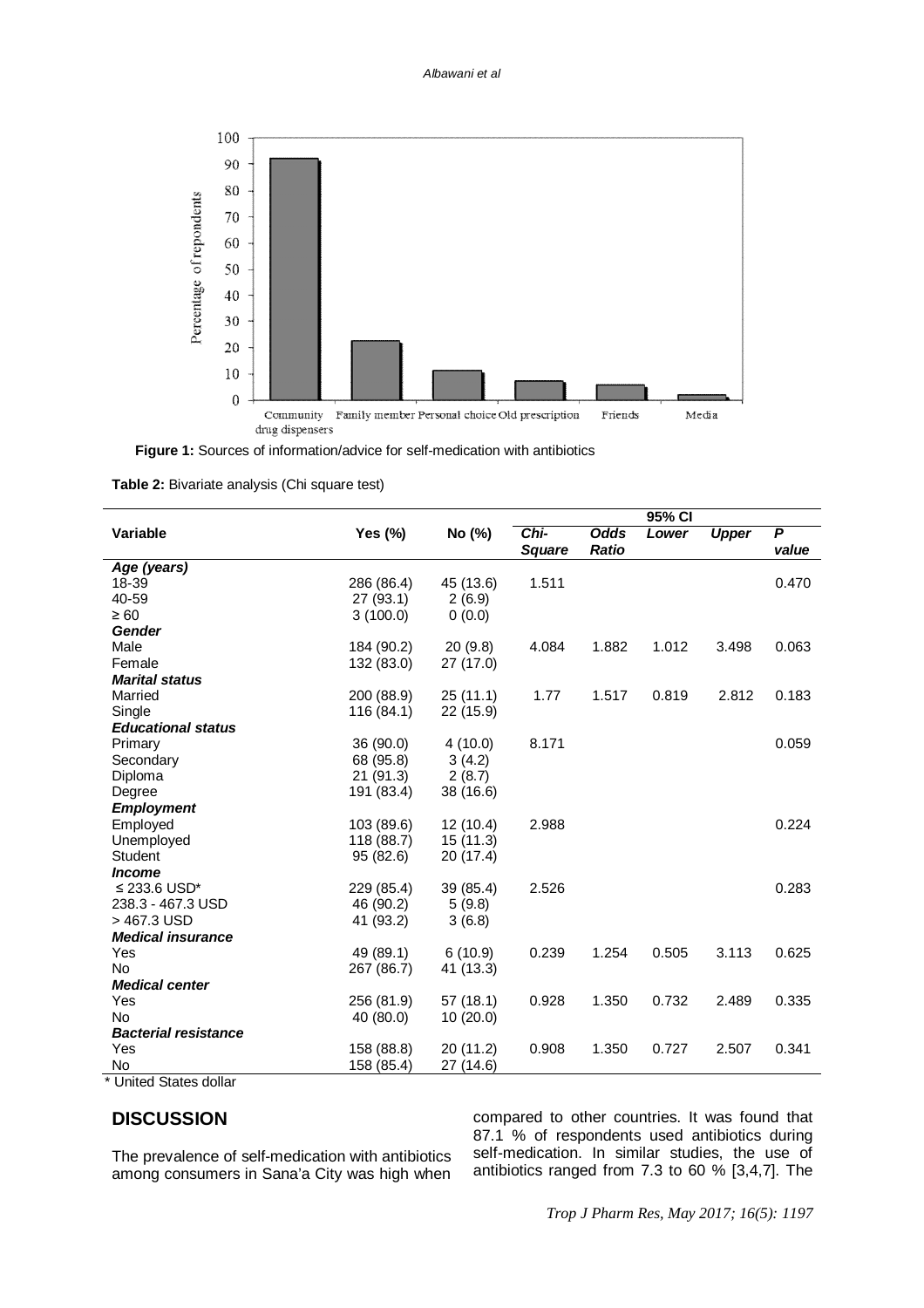**Figure 1:** Sources of information/advice for self-medication with antibiotics

**Table 2:** Bivariate analysis (Chi square test)

| Variable | Yes (%) | No (%) | *Chi-Square* | *Odds Ratio* | 95% CI *Lower* | 95% CI *Upper* | *P value* |
|---|---|---|---|---|---|---|---|
| ***Age (years)*** | | | | | | | |
| 18-39 | 286 (86.4) | 45 (13.6) | 1.511 | | | | 0.470 |
| 40-59 | 27 (93.1) | 2 (6.9) | | | | | |
| ≥ 60 | 3 (100.0) | 0 (0.0) | | | | | |
| ***Gender*** | | | | | | | |
| Male | 184 (90.2) | 20 (9.8) | 4.084 | 1.882 | 1.012 | 3.498 | 0.063 |
| Female | 132 (83.0) | 27 (17.0) | | | | | |
| ***Marital status*** | | | | | | | |
| Married | 200 (88.9) | 25 (11.1) | 1.77 | 1.517 | 0.819 | 2.812 | 0.183 |
| Single | 116 (84.1) | 22 (15.9) | | | | | |
| ***Educational status*** | | | | | | | |
| Primary | 36 (90.0) | 4 (10.0) | 8.171 | | | | 0.059 |
| Secondary | 68 (95.8) | 3 (4.2) | | | | | |
| Diploma | 21 (91.3) | 2 (8.7) | | | | | |
| Degree | 191 (83.4) | 38 (16.6) | | | | | |
| ***Employment*** | | | | | | | |
| Employed | 103 (89.6) | 12 (10.4) | 2.988 | | | | 0.224 |
| Unemployed | 118 (88.7) | 15 (11.3) | | | | | |
| Student | 95 (82.6) | 20 (17.4) | | | | | |
| ***Income*** | | | | | | | |
| ≤ 233.6 USD* | 229 (85.4) | 39 (85.4) | 2.526 | | | | 0.283 |
| 238.3 - 467.3 USD | 46 (90.2) | 5 (9.8) | | | | | |
| > 467.3 USD | 41 (93.2) | 3 (6.8) | | | | | |
| ***Medical insurance*** | | | | | | | |
| Yes | 49 (89.1) | 6 (10.9) | 0.239 | 1.254 | 0.505 | 3.113 | 0.625 |
| No | 267 (86.7) | 41 (13.3) | | | | | |
| ***Medical center*** | | | | | | | |
| Yes | 256 (81.9) | 57 (18.1) | 0.928 | 1.350 | 0.732 | 2.489 | 0.335 |
| No | 40 (80.0) | 10 (20.0) | | | | | |
| ***Bacterial resistance*** | | | | | | | |
| Yes | 158 (88.8) | 20 (11.2) | 0.908 | 1.350 | 0.727 | 2.507 | 0.341 |
| No | 158 (85.4) | 27 (14.6) | | | | | |

\* United States dollar

## DISCUSSION

The prevalence of self-medication with antibiotics among consumers in Sana'a City was high when compared to other countries. It was found that 87.1 % of respondents used antibiotics during self-medication. In similar studies, the use of antibiotics ranged from 7.3 to 60 % [3,4,7]. The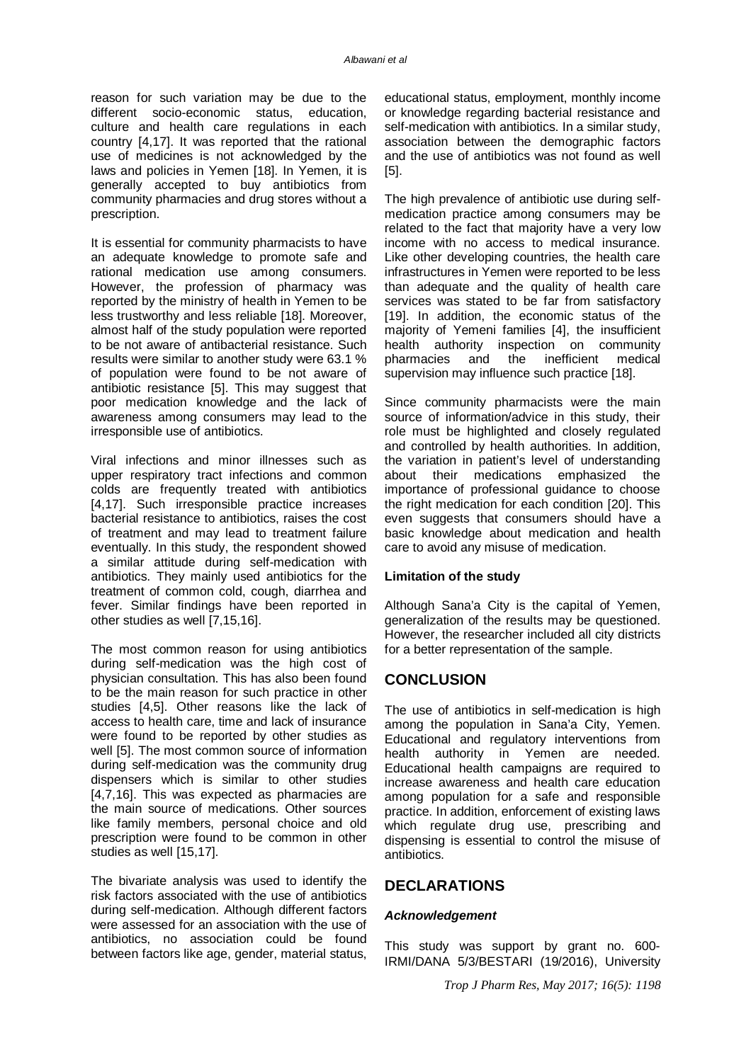reason for such variation may be due to the different socio-economic status, education, culture and health care regulations in each country [4,17]. It was reported that the rational use of medicines is not acknowledged by the laws and policies in Yemen [18]. In Yemen, it is generally accepted to buy antibiotics from community pharmacies and drug stores without a prescription.

It is essential for community pharmacists to have an adequate knowledge to promote safe and rational medication use among consumers. However, the profession of pharmacy was reported by the ministry of health in Yemen to be less trustworthy and less reliable [18]. Moreover, almost half of the study population were reported to be not aware of antibacterial resistance. Such results were similar to another study were 63.1 % of population were found to be not aware of antibiotic resistance [5]. This may suggest that poor medication knowledge and the lack of awareness among consumers may lead to the irresponsible use of antibiotics.

Viral infections and minor illnesses such as upper respiratory tract infections and common colds are frequently treated with antibiotics [4,17]. Such irresponsible practice increases bacterial resistance to antibiotics, raises the cost of treatment and may lead to treatment failure eventually. In this study, the respondent showed a similar attitude during self-medication with antibiotics. They mainly used antibiotics for the treatment of common cold, cough, diarrhea and fever. Similar findings have been reported in other studies as well [7,15,16].

The most common reason for using antibiotics during self-medication was the high cost of physician consultation. This has also been found to be the main reason for such practice in other studies [4,5]. Other reasons like the lack of access to health care, time and lack of insurance were found to be reported by other studies as well [5]. The most common source of information during self-medication was the community drug dispensers which is similar to other studies [4,7,16]. This was expected as pharmacies are the main source of medications. Other sources like family members, personal choice and old prescription were found to be common in other studies as well [15,17].

The bivariate analysis was used to identify the risk factors associated with the use of antibiotics during self-medication. Although different factors were assessed for an association with the use of antibiotics, no association could be found between factors like age, gender, material status, educational status, employment, monthly income or knowledge regarding bacterial resistance and self-medication with antibiotics. In a similar study, association between the demographic factors and the use of antibiotics was not found as well [5].

The high prevalence of antibiotic use during self-medication practice among consumers may be related to the fact that majority have a very low income with no access to medical insurance. Like other developing countries, the health care infrastructures in Yemen were reported to be less than adequate and the quality of health care services was stated to be far from satisfactory [19]. In addition, the economic status of the majority of Yemeni families [4], the insufficient health authority inspection on community pharmacies and the inefficient medical supervision may influence such practice [18].

Since community pharmacists were the main source of information/advice in this study, their role must be highlighted and closely regulated and controlled by health authorities. In addition, the variation in patient's level of understanding about their medications emphasized the importance of professional guidance to choose the right medication for each condition [20]. This even suggests that consumers should have a basic knowledge about medication and health care to avoid any misuse of medication.

**Limitation of the study**

Although Sana'a City is the capital of Yemen, generalization of the results may be questioned. However, the researcher included all city districts for a better representation of the sample.

## CONCLUSION

The use of antibiotics in self-medication is high among the population in Sana'a City, Yemen. Educational and regulatory interventions from health authority in Yemen are needed. Educational health campaigns are required to increase awareness and health care education among population for a safe and responsible practice. In addition, enforcement of existing laws which regulate drug use, prescribing and dispensing is essential to control the misuse of antibiotics.

## DECLARATIONS

### *Acknowledgement*

This study was support by grant no. 600-IRMI/DANA 5/3/BESTARI (19/2016), University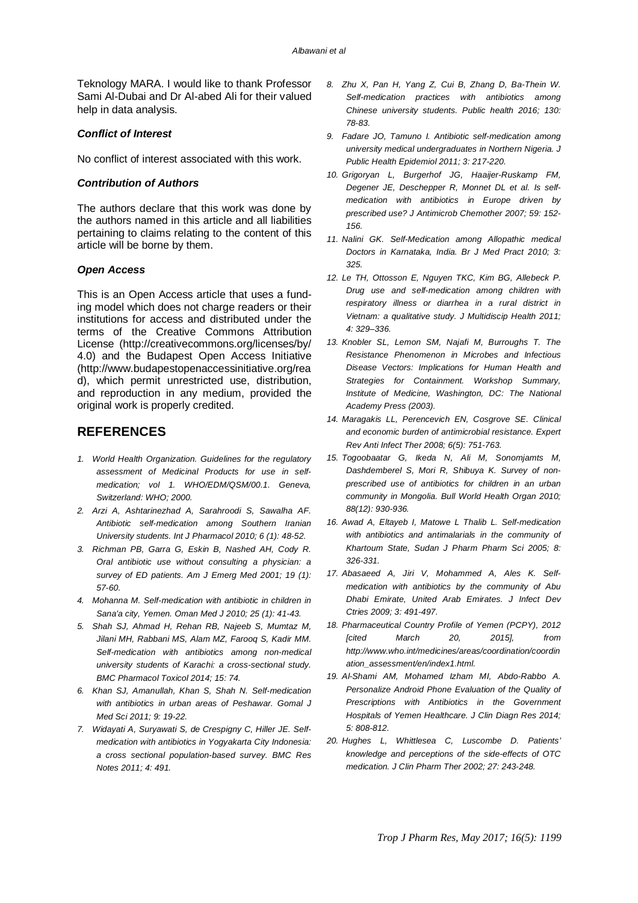Teknology MARA. I would like to thank Professor Sami Al-Dubai and Dr Al-abed Ali for their valued help in data analysis.

### *Conflict of Interest*

No conflict of interest associated with this work.

### *Contribution of Authors*

The authors declare that this work was done by the authors named in this article and all liabilities pertaining to claims relating to the content of this article will be borne by them.

### *Open Access*

This is an Open Access article that uses a funding model which does not charge readers or their institutions for access and distributed under the terms of the Creative Commons Attribution License (http://creativecommons.org/licenses/by/4.0) and the Budapest Open Access Initiative (http://www.budapestopenaccessinitiative.org/read), which permit unrestricted use, distribution, and reproduction in any medium, provided the original work is properly credited.

## REFERENCES

1. *World Health Organization. Guidelines for the regulatory assessment of Medicinal Products for use in self-medication; vol 1. WHO/EDM/QSM/00.1. Geneva, Switzerland: WHO; 2000.*
2. *Arzi A, Ashtarinezhad A, Sarahroodi S, Sawalha AF. Antibiotic self-medication among Southern Iranian University students. Int J Pharmacol 2010; 6 (1): 48-52.*
3. *Richman PB, Garra G, Eskin B, Nashed AH, Cody R. Oral antibiotic use without consulting a physician: a survey of ED patients. Am J Emerg Med 2001; 19 (1): 57-60.*
4. *Mohanna M. Self-medication with antibiotic in children in Sana'a city, Yemen. Oman Med J 2010; 25 (1): 41-43.*
5. *Shah SJ, Ahmad H, Rehan RB, Najeeb S, Mumtaz M, Jilani MH, Rabbani MS, Alam MZ, Farooq S, Kadir MM. Self-medication with antibiotics among non-medical university students of Karachi: a cross-sectional study. BMC Pharmacol Toxicol 2014; 15: 74.*
6. *Khan SJ, Amanullah, Khan S, Shah N. Self-medication with antibiotics in urban areas of Peshawar. Gomal J Med Sci 2011; 9: 19-22.*
7. *Widayati A, Suryawati S, de Crespigny C, Hiller JE. Self-medication with antibiotics in Yogyakarta City Indonesia: a cross sectional population-based survey. BMC Res Notes 2011; 4: 491.*
8. *Zhu X, Pan H, Yang Z, Cui B, Zhang D, Ba-Thein W. Self-medication practices with antibiotics among Chinese university students. Public health 2016; 130: 78-83.*
9. *Fadare JO, Tamuno I. Antibiotic self-medication among university medical undergraduates in Northern Nigeria. J Public Health Epidemiol 2011; 3: 217-220.*
10. *Grigoryan L, Burgerhof JG, Haaijer-Ruskamp FM, Degener JE, Deschepper R, Monnet DL et al. Is self-medication with antibiotics in Europe driven by prescribed use? J Antimicrob Chemother 2007; 59: 152-156.*
11. *Nalini GK. Self-Medication among Allopathic medical Doctors in Karnataka, India. Br J Med Pract 2010; 3: 325.*
12. *Le TH, Ottosson E, Nguyen TKC, Kim BG, Allebeck P. Drug use and self-medication among children with respiratory illness or diarrhea in a rural district in Vietnam: a qualitative study. J Multidiscip Health 2011; 4: 329–336.*
13. *Knobler SL, Lemon SM, Najafi M, Burroughs T. The Resistance Phenomenon in Microbes and Infectious Disease Vectors: Implications for Human Health and Strategies for Containment. Workshop Summary, Institute of Medicine, Washington, DC: The National Academy Press (2003).*
14. *Maragakis LL, Perencevich EN, Cosgrove SE. Clinical and economic burden of antimicrobial resistance. Expert Rev Anti Infect Ther 2008; 6(5): 751-763.*
15. *Togoobaatar G, Ikeda N, Ali M, Sonomjamts M, Dashdemberel S, Mori R, Shibuya K. Survey of non-prescribed use of antibiotics for children in an urban community in Mongolia. Bull World Health Organ 2010; 88(12): 930-936.*
16. *Awad A, Eltayeb I, Matowe L Thalib L. Self-medication with antibiotics and antimalarials in the community of Khartoum State, Sudan J Pharm Pharm Sci 2005; 8: 326-331.*
17. *Abasaeed A, Jiri V, Mohammed A, Ales K. Self-medication with antibiotics by the community of Abu Dhabi Emirate, United Arab Emirates. J Infect Dev Ctries 2009; 3: 491-497.*
18. *Pharmaceutical Country Profile of Yemen (PCPY), 2012 [cited March 20, 2015], from http://www.who.int/medicines/areas/coordination/coordination_assessment/en/index1.html.*
19. *Al-Shami AM, Mohamed Izham MI, Abdo-Rabbo A. Personalize Android Phone Evaluation of the Quality of Prescriptions with Antibiotics in the Government Hospitals of Yemen Healthcare. J Clin Diagn Res 2014; 5: 808-812.*
20. *Hughes L, Whittlesea C, Luscombe D. Patients' knowledge and perceptions of the side-effects of OTC medication. J Clin Pharm Ther 2002; 27: 243-248.*